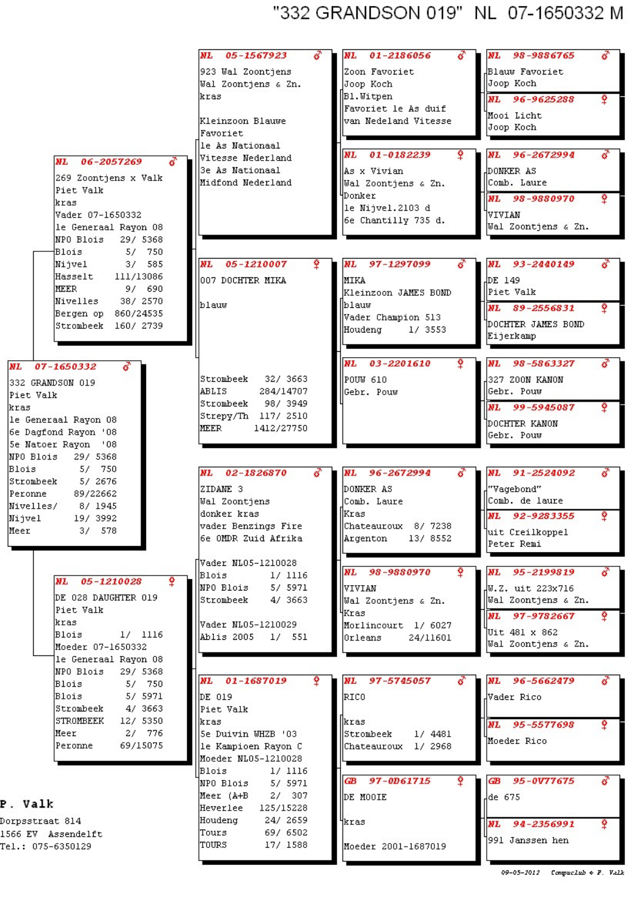# "332 GRANDSON 019" NL 07-1650332 M

## Subject

**NL 07-1650332 ♂**
332 GRANDSON 019
Piet Valk
kras
1e Generaal Rayon 08
6e Dagfond Rayon '08
5e Natoer Rayon '08

| | |
|---|---|
| NPO Blois | 29/ 5368 |
| Blois | 5/ 750 |
| Strombeek | 5/ 2676 |
| Peronne | 89/22662 |
| Nivelles/ | 8/ 1945 |
| Nijvel | 19/ 3992 |
| Meer | 3/ 578 |

## Parents

**NL 06-2057269 ♂** (Father)
269 Zoontjens x Valk
Piet Valk
kras
Vader 07-1650332
1e Generaal Rayon 08

| | |
|---|---|
| NPO Blois | 29/ 5368 |
| Blois | 5/ 750 |
| Nijvel | 3/ 585 |
| Hasselt | 111/13086 |
| MEER | 9/ 690 |
| Nivelles | 38/ 2570 |
| Bergen op | 860/24535 |
| Strombeek | 160/ 2739 |

**NL 05-1210028 ♀** (Mother)
DE 028 DAUGHTER 019
Piet Valk
kras
Blois 1/ 1116
Moeder 07-1650332
1e Generaal Rayon 08

| | |
|---|---|
| NPO Blois | 29/ 5368 |
| Blois | 5/ 750 |
| Blois | 5/ 5971 |
| Strombeek | 4/ 3663 |
| STROMBEEK | 12/ 5350 |
| Meer | 2/ 776 |
| Peronne | 69/15075 |

## Grandparents

**NL 05-1567923 ♂**
923 Wal Zoontjens
Wal Zoontjens & Zn.
kras

Kleinzoon Blauwe Favoriet
1e As Nationaal Vitesse Nederland
3e As Nationaal Midfond Nederland

**NL 05-1210007 ♀**
007 DOCHTER MIKA

blauw

| | |
|---|---|
| Strombeek | 32/ 3663 |
| ABLIS | 284/14707 |
| Strombeek | 98/ 3949 |
| Strepy/Th | 117/ 2510 |
| MEER | 1412/27750 |

**NL 02-1826870 ♂**
ZIDANE 3
Wal Zoontjens
donker kras
vader Benzings Fire
6e OMDR Zuid Afrika

Vader NL05-1210028

| | |
|---|---|
| Blois | 1/ 1116 |
| NPO Blois | 5/ 5971 |
| Strombeek | 4/ 3663 |

Vader NL05-1210029
Ablis 2005 1/ 551

**NL 01-1687019 ♀**
DE 019
Piet Valk
kras
5e Duivin WHZB '03
1e Kampioen Rayon C
Moeder NL05-1210028

| | |
|---|---|
| Blois | 1/ 1116 |
| NPO Blois | 5/ 5971 |
| Meer (A+B | 2/ 307 |
| Heverlee | 125/15228 |
| Houdeng | 24/ 2659 |
| Tours | 69/ 6502 |
| TOURS | 17/ 1588 |

## Great-grandparents

**NL 01-2186056 ♂**
Zoon Favoriet
Joop Koch
Bl.Witpen
Favoriet 1e As duif van Nedeland Vitesse

**NL 01-0182239 ♀**
As x Vivian
Wal Zoontjens & Zn.
Donker
1e Nijvel.2103 d
6e Chantilly 735 d.

**NL 97-1297099 ♂**
MIKA
Kleinzoon JAMES BOND
blauw
Vader Champion 513
Houdeng 1/ 3553

**NL 03-2201610 ♀**
POUW 610
Gebr. Pouw

**NL 96-2672994 ♂**
DONKER AS
Comb. Laure
Kras
Chateauroux 8/ 7238
Argenton 13/ 8552

**NL 98-9880970 ♀**
VIVIAN
Wal Zoontjens & Zn.
Kras
Morlincourt 1/ 6027
Orleans 24/11601

**NL 97-5745057 ♂**
RICO

kras
Strombeek 1/ 4481
Chateauroux 1/ 2968

**GB 97-0D61715 ♀**
DE MOOIE

kras

Moeder 2001-1687019

## Great-great-grandparents

**NL 98-9886765 ♂**
Blauw Favoriet
Joop Koch

**NL 96-9625288 ♀**
Mooi Licht
Joop Koch

**NL 96-2672994 ♂**
DONKER AS
Comb. Laure

**NL 98-9880970 ♀**
VIVIAN
Wal Zoontjens & Zn.

**NL 93-2440149 ♂**
DE 149
Piet Valk

**NL 89-2556831 ♀**
DOCHTER JAMES BOND
Eijerkamp

**NL 98-5863327 ♂**
327 ZOON KANON
Gebr. Pouw

**NL 99-5945087 ♀**
DOCHTER KANON
Gebr. Pouw

**NL 91-2524092 ♂**
"Vagebond"
Comb. de laure

**NL 92-9283355 ♀**
uit Creilkoppel
Peter Remi

**NL 95-2199819 ♂**
W.Z. uit 223x716
Wal Zoontjens & Zn.

**NL 97-9782667 ♀**
Uit 481 x 862
Wal Zoontjens & Zn.

**NL 96-5662479 ♂**
Vader Rico

**NL 95-5577698 ♀**
Moeder Rico

**GB 95-0V77675 ♂**
de 675

**NL 94-2356991 ♀**
991 Janssen hen

---

**P. Valk**
Dorpsstraat 814
1566 EV Assendelft
Tel.: 075-6350129

09-05-2012 Compuclub © F. Valk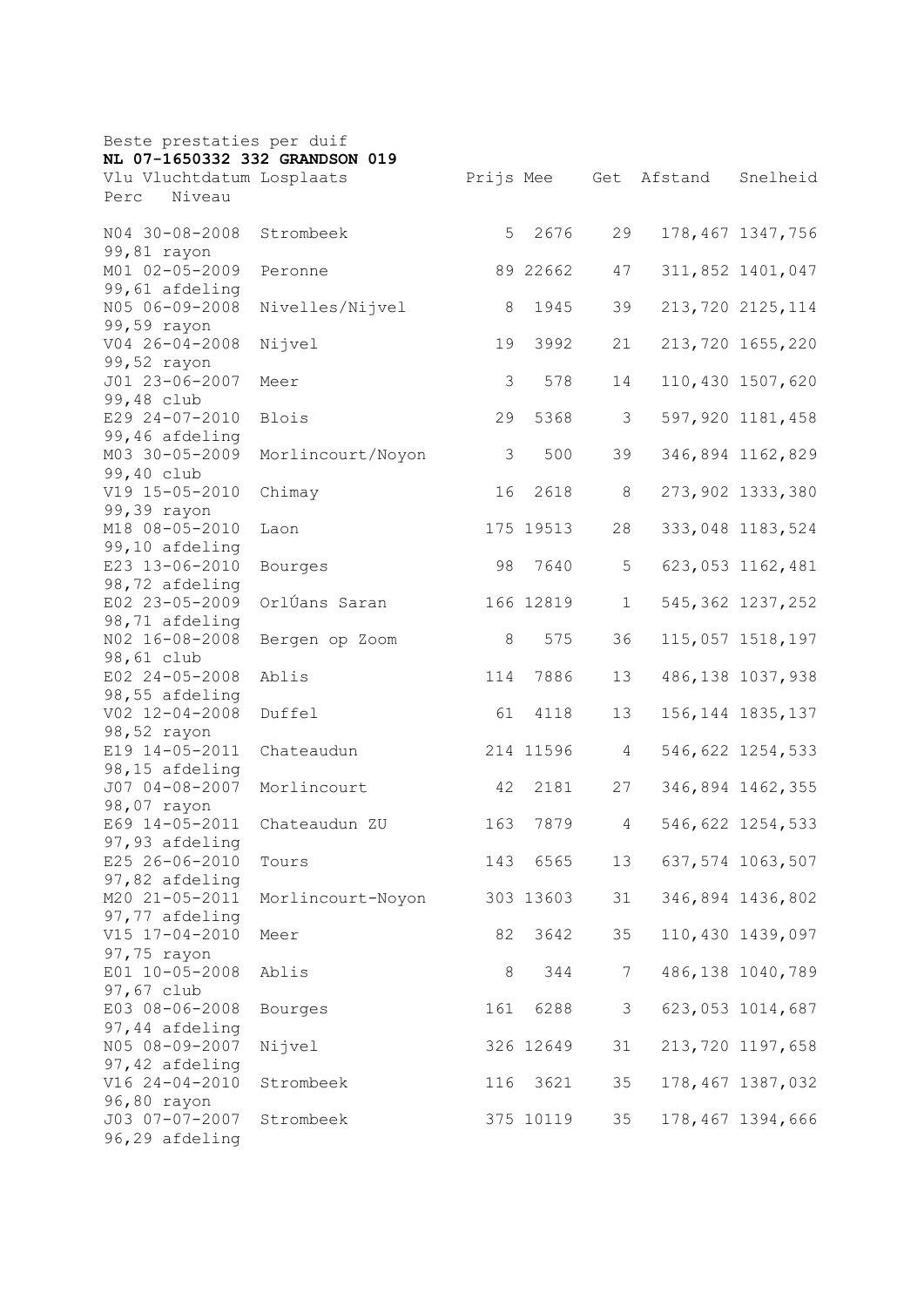Beste prestaties per duif

**NL 07-1650332 332 GRANDSON 019**

| Vlu | Vluchtdatum | Losplaats | Prijs | Mee | Get | Afstand | Snelheid | Perc | Niveau |
|---|---|---|---|---|---|---|---|---|---|
| N04 | 30-08-2008 | Strombeek | 5 | 2676 | 29 | 178,467 | 1347,756 | 99,81 | rayon |
| M01 | 02-05-2009 | Peronne | 89 | 22662 | 47 | 311,852 | 1401,047 | 99,61 | afdeling |
| N05 | 06-09-2008 | Nivelles/Nijvel | 8 | 1945 | 39 | 213,720 | 2125,114 | 99,59 | rayon |
| V04 | 26-04-2008 | Nijvel | 19 | 3992 | 21 | 213,720 | 1655,220 | 99,52 | rayon |
| J01 | 23-06-2007 | Meer | 3 | 578 | 14 | 110,430 | 1507,620 | 99,48 | club |
| E29 | 24-07-2010 | Blois | 29 | 5368 | 3 | 597,920 | 1181,458 | 99,46 | afdeling |
| M03 | 30-05-2009 | Morlincourt/Noyon | 3 | 500 | 39 | 346,894 | 1162,829 | 99,40 | club |
| V19 | 15-05-2010 | Chimay | 16 | 2618 | 8 | 273,902 | 1333,380 | 99,39 | rayon |
| M18 | 08-05-2010 | Laon | 175 | 19513 | 28 | 333,048 | 1183,524 | 99,10 | afdeling |
| E23 | 13-06-2010 | Bourges | 98 | 7640 | 5 | 623,053 | 1162,481 | 98,72 | afdeling |
| E02 | 23-05-2009 | OrlÚans Saran | 166 | 12819 | 1 | 545,362 | 1237,252 | 98,71 | afdeling |
| N02 | 16-08-2008 | Bergen op Zoom | 8 | 575 | 36 | 115,057 | 1518,197 | 98,61 | club |
| E02 | 24-05-2008 | Ablis | 114 | 7886 | 13 | 486,138 | 1037,938 | 98,55 | afdeling |
| V02 | 12-04-2008 | Duffel | 61 | 4118 | 13 | 156,144 | 1835,137 | 98,52 | rayon |
| E19 | 14-05-2011 | Chateaudun | 214 | 11596 | 4 | 546,622 | 1254,533 | 98,15 | afdeling |
| J07 | 04-08-2007 | Morlincourt | 42 | 2181 | 27 | 346,894 | 1462,355 | 98,07 | rayon |
| E69 | 14-05-2011 | Chateaudun ZU | 163 | 7879 | 4 | 546,622 | 1254,533 | 97,93 | afdeling |
| E25 | 26-06-2010 | Tours | 143 | 6565 | 13 | 637,574 | 1063,507 | 97,82 | afdeling |
| M20 | 21-05-2011 | Morlincourt-Noyon | 303 | 13603 | 31 | 346,894 | 1436,802 | 97,77 | afdeling |
| V15 | 17-04-2010 | Meer | 82 | 3642 | 35 | 110,430 | 1439,097 | 97,75 | rayon |
| E01 | 10-05-2008 | Ablis | 8 | 344 | 7 | 486,138 | 1040,789 | 97,67 | club |
| E03 | 08-06-2008 | Bourges | 161 | 6288 | 3 | 623,053 | 1014,687 | 97,44 | afdeling |
| N05 | 08-09-2007 | Nijvel | 326 | 12649 | 31 | 213,720 | 1197,658 | 97,42 | afdeling |
| V16 | 24-04-2010 | Strombeek | 116 | 3621 | 35 | 178,467 | 1387,032 | 96,80 | rayon |
| J03 | 07-07-2007 | Strombeek | 375 | 10119 | 35 | 178,467 | 1394,666 | 96,29 | afdeling |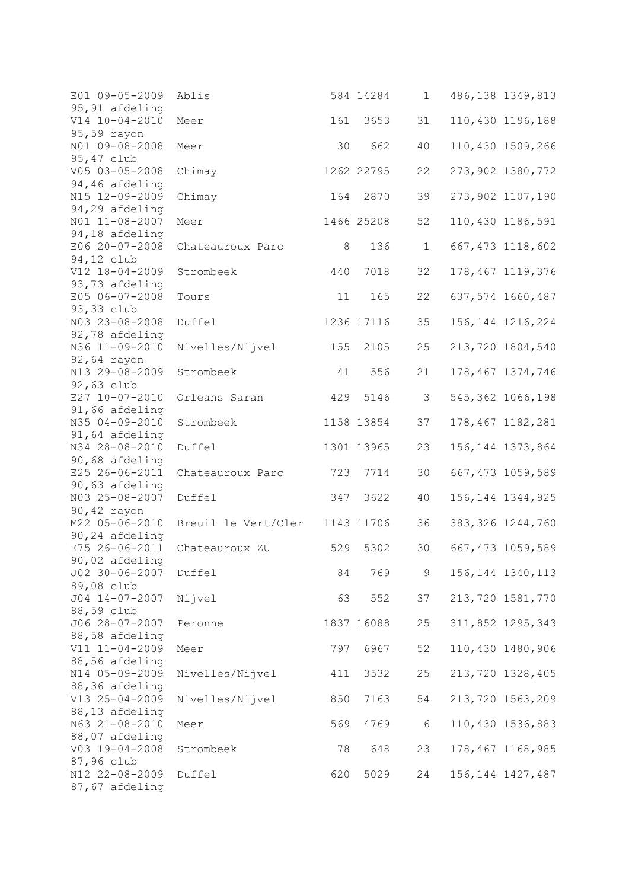```
E01 09-05-2009  Ablis                584 14284    1   486,138 1349,813
95,91 afdeling
V14 10-04-2010  Meer                 161  3653   31   110,430 1196,188
95,59 rayon
N01 09-08-2008  Meer                  30   662   40   110,430 1509,266
95,47 club
V05 03-05-2008  Chimay              1262 22795   22   273,902 1380,772
94,46 afdeling
N15 12-09-2009  Chimay               164  2870   39   273,902 1107,190
94,29 afdeling
N01 11-08-2007  Meer                1466 25208   52   110,430 1186,591
94,18 afdeling
E06 20-07-2008  Chateauroux Parc       8   136    1   667,473 1118,602
94,12 club
V12 18-04-2009  Strombeek            440  7018   32   178,467 1119,376
93,73 afdeling
E05 06-07-2008  Tours                 11   165   22   637,574 1660,487
93,33 club
N03 23-08-2008  Duffel              1236 17116   35   156,144 1216,224
92,78 afdeling
N36 11-09-2010  Nivelles/Nijvel      155  2105   25   213,720 1804,540
92,64 rayon
N13 29-08-2009  Strombeek             41   556   21   178,467 1374,746
92,63 club
E27 10-07-2010  Orleans Saran        429  5146    3   545,362 1066,198
91,66 afdeling
N35 04-09-2010  Strombeek           1158 13854   37   178,467 1182,281
91,64 afdeling
N34 28-08-2010  Duffel              1301 13965   23   156,144 1373,864
90,68 afdeling
E25 26-06-2011  Chateauroux Parc     723  7714   30   667,473 1059,589
90,63 afdeling
N03 25-08-2007  Duffel               347  3622   40   156,144 1344,925
90,42 rayon
M22 05-06-2010  Breuil le Vert/Cler 1143 11706   36   383,326 1244,760
90,24 afdeling
E75 26-06-2011  Chateauroux ZU       529  5302   30   667,473 1059,589
90,02 afdeling
J02 30-06-2007  Duffel                84   769    9   156,144 1340,113
89,08 club
J04 14-07-2007  Nijvel                63   552   37   213,720 1581,770
88,59 club
J06 28-07-2007  Peronne             1837 16088   25   311,852 1295,343
88,58 afdeling
V11 11-04-2009  Meer                 797  6967   52   110,430 1480,906
88,56 afdeling
N14 05-09-2009  Nivelles/Nijvel      411  3532   25   213,720 1328,405
88,36 afdeling
V13 25-04-2009  Nivelles/Nijvel      850  7163   54   213,720 1563,209
88,13 afdeling
N63 21-08-2010  Meer                 569  4769    6   110,430 1536,883
88,07 afdeling
V03 19-04-2008  Strombeek             78   648   23   178,467 1168,985
87,96 club
N12 22-08-2009  Duffel               620  5029   24   156,144 1427,487
87,67 afdeling
```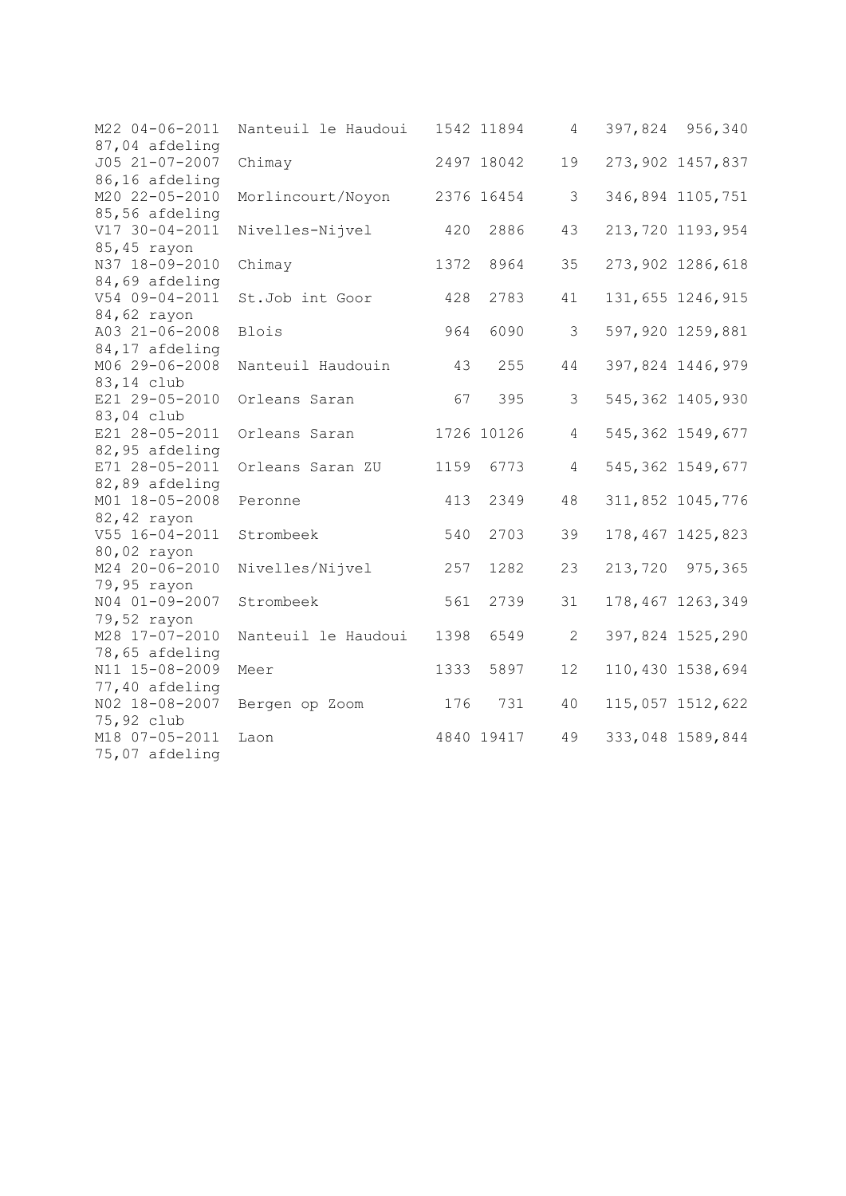| | | | | | | |
|---|---|---|---|---|---|---|
| M22 04-06-2011 87,04 afdeling | Nanteuil le Haudoui | 1542 | 11894 | 4 | 397,824 | 956,340 |
| J05 21-07-2007 86,16 afdeling | Chimay | 2497 | 18042 | 19 | 273,902 | 1457,837 |
| M20 22-05-2010 85,56 afdeling | Morlincourt/Noyon | 2376 | 16454 | 3 | 346,894 | 1105,751 |
| V17 30-04-2011 85,45 rayon | Nivelles-Nijvel | 420 | 2886 | 43 | 213,720 | 1193,954 |
| N37 18-09-2010 84,69 afdeling | Chimay | 1372 | 8964 | 35 | 273,902 | 1286,618 |
| V54 09-04-2011 84,62 rayon | St.Job int Goor | 428 | 2783 | 41 | 131,655 | 1246,915 |
| A03 21-06-2008 84,17 afdeling | Blois | 964 | 6090 | 3 | 597,920 | 1259,881 |
| M06 29-06-2008 83,14 club | Nanteuil Haudouin | 43 | 255 | 44 | 397,824 | 1446,979 |
| E21 29-05-2010 83,04 club | Orleans Saran | 67 | 395 | 3 | 545,362 | 1405,930 |
| E21 28-05-2011 82,95 afdeling | Orleans Saran | 1726 | 10126 | 4 | 545,362 | 1549,677 |
| E71 28-05-2011 82,89 afdeling | Orleans Saran ZU | 1159 | 6773 | 4 | 545,362 | 1549,677 |
| M01 18-05-2008 82,42 rayon | Peronne | 413 | 2349 | 48 | 311,852 | 1045,776 |
| V55 16-04-2011 80,02 rayon | Strombeek | 540 | 2703 | 39 | 178,467 | 1425,823 |
| M24 20-06-2010 79,95 rayon | Nivelles/Nijvel | 257 | 1282 | 23 | 213,720 | 975,365 |
| N04 01-09-2007 79,52 rayon | Strombeek | 561 | 2739 | 31 | 178,467 | 1263,349 |
| M28 17-07-2010 78,65 afdeling | Nanteuil le Haudoui | 1398 | 6549 | 2 | 397,824 | 1525,290 |
| N11 15-08-2009 77,40 afdeling | Meer | 1333 | 5897 | 12 | 110,430 | 1538,694 |
| N02 18-08-2007 75,92 club | Bergen op Zoom | 176 | 731 | 40 | 115,057 | 1512,622 |
| M18 07-05-2011 75,07 afdeling | Laon | 4840 | 19417 | 49 | 333,048 | 1589,844 |